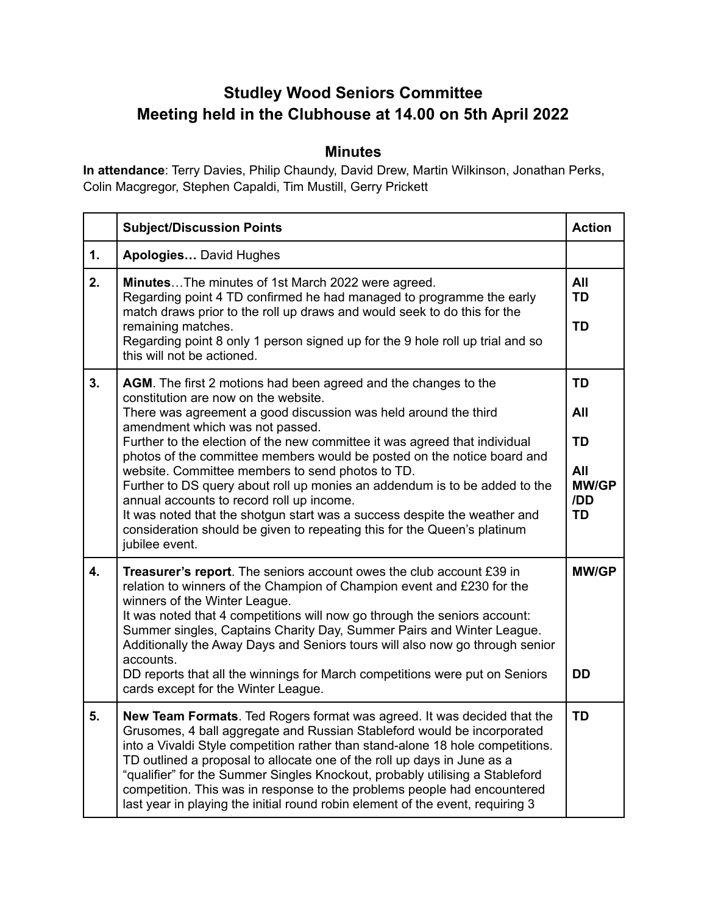# Studley Wood Seniors Committee
# Meeting held in the Clubhouse at 14.00 on 5th April 2022

## Minutes

**In attendance**: Terry Davies, Philip Chaundy, David Drew, Martin Wilkinson, Jonathan Perks, Colin Macgregor, Stephen Capaldi, Tim Mustill, Gerry Prickett

| | Subject/Discussion Points | Action |
|---|---|---|
| **1.** | **Apologies…** David Hughes | |
| **2.** | **Minutes**…The minutes of 1st March 2022 were agreed.<br>Regarding point 4 TD confirmed he had managed to programme the early match draws prior to the roll up draws and would seek to do this for the remaining matches.<br>Regarding point 8 only 1 person signed up for the 9 hole roll up trial and so this will not be actioned. | **All**<br>**TD**<br><br>**TD** |
| **3.** | **AGM**. The first 2 motions had been agreed and the changes to the constitution are now on the website.<br>There was agreement a good discussion was held around the third amendment which was not passed.<br>Further to the election of the new committee it was agreed that individual photos of the committee members would be posted on the notice board and website. Committee members to send photos to TD.<br>Further to DS query about roll up monies an addendum is to be added to the annual accounts to record roll up income.<br>It was noted that the shotgun start was a success despite the weather and consideration should be given to repeating this for the Queen's platinum jubilee event. | **TD**<br><br>**All**<br><br>**TD**<br><br>**All**<br>**MW/GP/DD**<br>**TD** |
| **4.** | **Treasurer's report**. The seniors account owes the club account £39 in relation to winners of the Champion of Champion event and £230 for the winners of the Winter League.<br>It was noted that 4 competitions will now go through the seniors account: Summer singles, Captains Charity Day, Summer Pairs and Winter League. Additionally the Away Days and Seniors tours will also now go through senior accounts.<br>DD reports that all the winnings for March competitions were put on Seniors cards except for the Winter League. | **MW/GP**<br><br><br><br><br><br><br>**DD** |
| **5.** | **New Team Formats**. Ted Rogers format was agreed. It was decided that the Grusomes, 4 ball aggregate and Russian Stableford would be incorporated into a Vivaldi Style competition rather than stand-alone 18 hole competitions.<br>TD outlined a proposal to allocate one of the roll up days in June as a "qualifier" for the Summer Singles Knockout, probably utilising a Stableford competition. This was in response to the problems people had encountered last year in playing the initial round robin element of the event, requiring 3 | **TD** |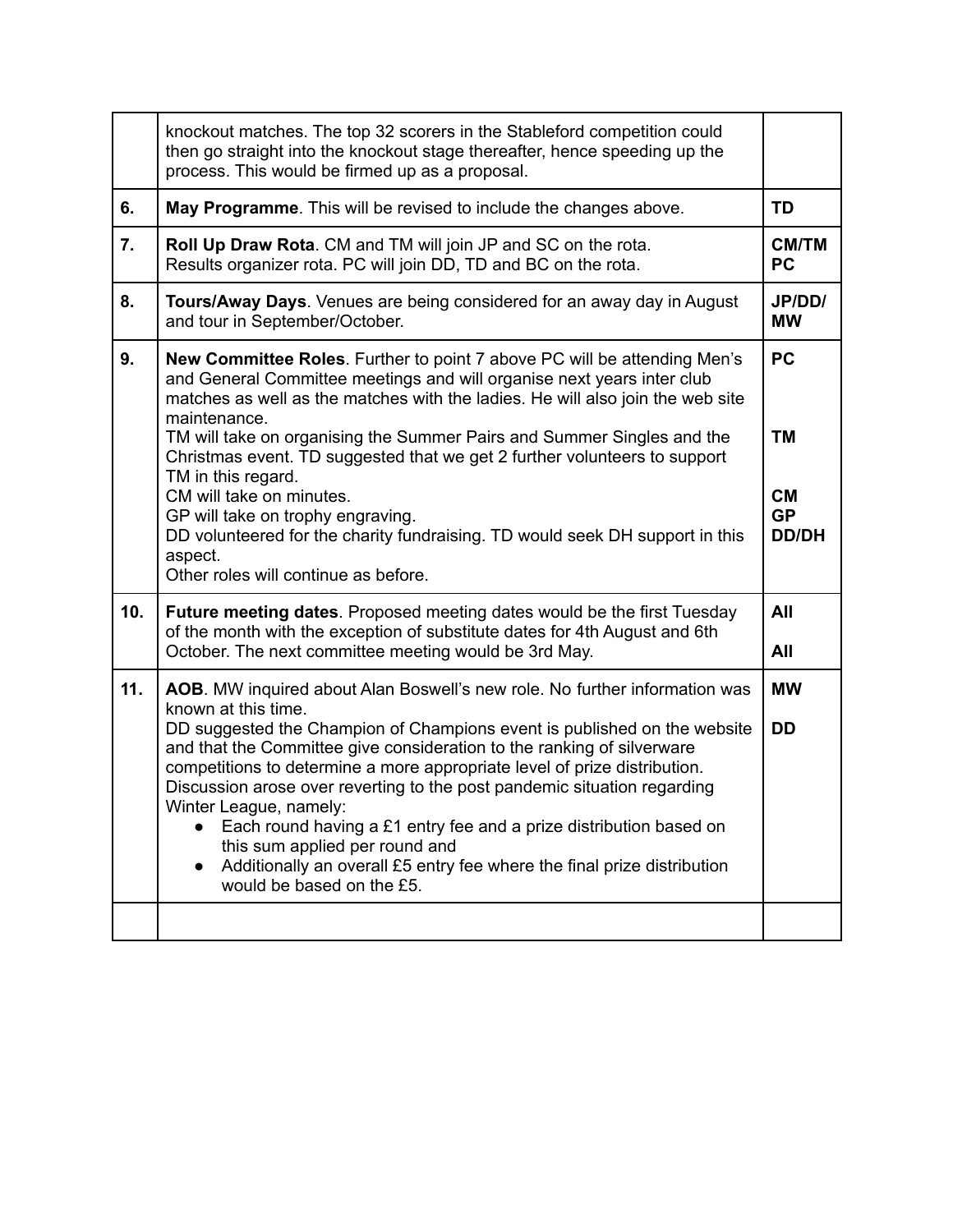| | | |
|---|---|---|
| | knockout matches. The top 32 scorers in the Stableford competition could then go straight into the knockout stage thereafter, hence speeding up the process. This would be firmed up as a proposal. | |
| **6.** | **May Programme**. This will be revised to include the changes above. | **TD** |
| **7.** | **Roll Up Draw Rota**. CM and TM will join JP and SC on the rota.<br>Results organizer rota. PC will join DD, TD and BC on the rota. | **CM/TM**<br>**PC** |
| **8.** | **Tours/Away Days**. Venues are being considered for an away day in August and tour in September/October. | **JP/DD/ MW** |
| **9.** | **New Committee Roles**. Further to point 7 above PC will be attending Men's and General Committee meetings and will organise next years inter club matches as well as the matches with the ladies. He will also join the web site maintenance.<br>TM will take on organising the Summer Pairs and Summer Singles and the Christmas event. TD suggested that we get 2 further volunteers to support TM in this regard.<br>CM will take on minutes.<br>GP will take on trophy engraving.<br>DD volunteered for the charity fundraising. TD would seek DH support in this aspect.<br>Other roles will continue as before. | **PC**<br><br><br>**TM**<br><br><br>**CM**<br>**GP**<br>**DD/DH** |
| **10.** | **Future meeting dates**. Proposed meeting dates would be the first Tuesday of the month with the exception of substitute dates for 4th August and 6th October. The next committee meeting would be 3rd May. | **All**<br><br>**All** |
| **11.** | **AOB**. MW inquired about Alan Boswell's new role. No further information was known at this time.<br>DD suggested the Champion of Champions event is published on the website and that the Committee give consideration to the ranking of silverware competitions to determine a more appropriate level of prize distribution.<br>Discussion arose over reverting to the post pandemic situation regarding Winter League, namely:<br>• Each round having a £1 entry fee and a prize distribution based on this sum applied per round and<br>• Additionally an overall £5 entry fee where the final prize distribution would be based on the £5. | **MW**<br><br>**DD** |
| | | |